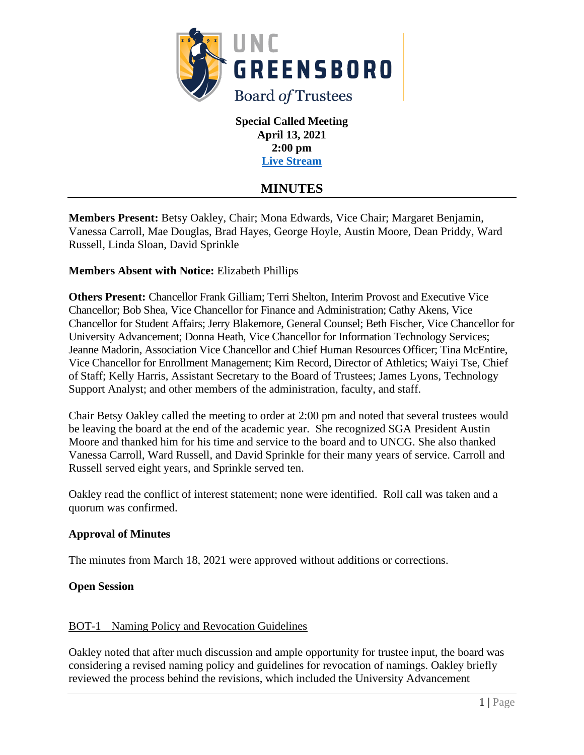# UNC GREENSBORO

## Board *of* Trustees

**Special Called Meeting**
**April 13, 2021**
**2:00 pm**
**Live Stream**

# MINUTES

**Members Present:** Betsy Oakley, Chair; Mona Edwards, Vice Chair; Margaret Benjamin, Vanessa Carroll, Mae Douglas, Brad Hayes, George Hoyle, Austin Moore, Dean Priddy, Ward Russell, Linda Sloan, David Sprinkle

**Members Absent with Notice:** Elizabeth Phillips

**Others Present:** Chancellor Frank Gilliam; Terri Shelton, Interim Provost and Executive Vice Chancellor; Bob Shea, Vice Chancellor for Finance and Administration; Cathy Akens, Vice Chancellor for Student Affairs; Jerry Blakemore, General Counsel; Beth Fischer, Vice Chancellor for University Advancement; Donna Heath, Vice Chancellor for Information Technology Services; Jeanne Madorin, Association Vice Chancellor and Chief Human Resources Officer; Tina McEntire, Vice Chancellor for Enrollment Management; Kim Record, Director of Athletics; Waiyi Tse, Chief of Staff; Kelly Harris, Assistant Secretary to the Board of Trustees; James Lyons, Technology Support Analyst; and other members of the administration, faculty, and staff.

Chair Betsy Oakley called the meeting to order at 2:00 pm and noted that several trustees would be leaving the board at the end of the academic year. She recognized SGA President Austin Moore and thanked him for his time and service to the board and to UNCG. She also thanked Vanessa Carroll, Ward Russell, and David Sprinkle for their many years of service. Carroll and Russell served eight years, and Sprinkle served ten.

Oakley read the conflict of interest statement; none were identified. Roll call was taken and a quorum was confirmed.

**Approval of Minutes**

The minutes from March 18, 2021 were approved without additions or corrections.

**Open Session**

<u>BOT-1 Naming Policy and Revocation Guidelines</u>

Oakley noted that after much discussion and ample opportunity for trustee input, the board was considering a revised naming policy and guidelines for revocation of namings. Oakley briefly reviewed the process behind the revisions, which included the University Advancement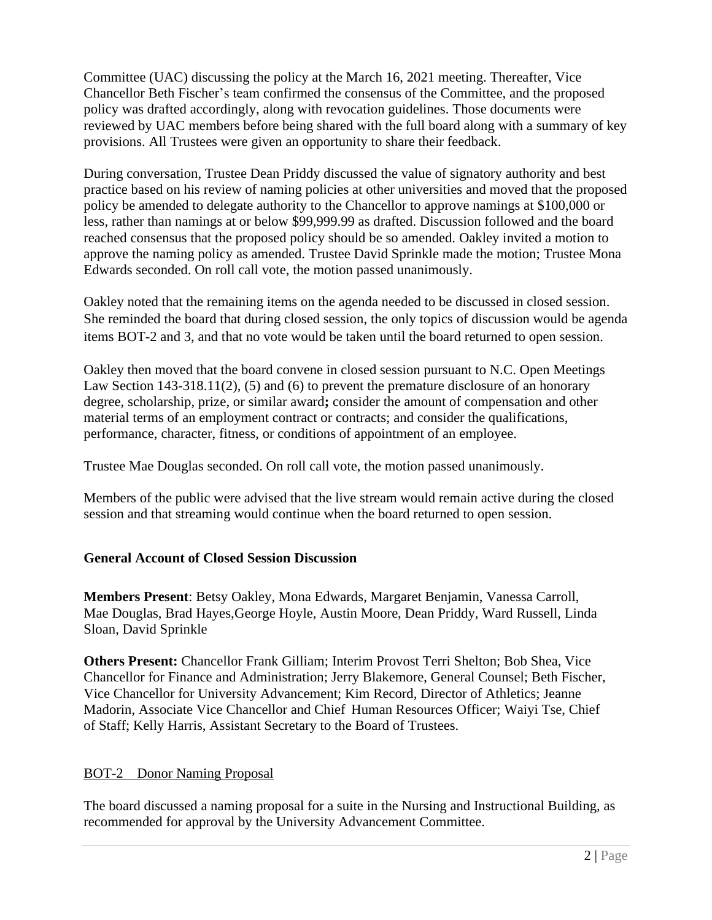Committee (UAC) discussing the policy at the March 16, 2021 meeting. Thereafter, Vice Chancellor Beth Fischer's team confirmed the consensus of the Committee, and the proposed policy was drafted accordingly, along with revocation guidelines. Those documents were reviewed by UAC members before being shared with the full board along with a summary of key provisions. All Trustees were given an opportunity to share their feedback.

During conversation, Trustee Dean Priddy discussed the value of signatory authority and best practice based on his review of naming policies at other universities and moved that the proposed policy be amended to delegate authority to the Chancellor to approve namings at $100,000 or less, rather than namings at or below $99,999.99 as drafted. Discussion followed and the board reached consensus that the proposed policy should be so amended. Oakley invited a motion to approve the naming policy as amended. Trustee David Sprinkle made the motion; Trustee Mona Edwards seconded. On roll call vote, the motion passed unanimously.

Oakley noted that the remaining items on the agenda needed to be discussed in closed session. She reminded the board that during closed session, the only topics of discussion would be agenda items BOT-2 and 3, and that no vote would be taken until the board returned to open session.

Oakley then moved that the board convene in closed session pursuant to N.C. Open Meetings Law Section 143-318.11(2), (5) and (6) to prevent the premature disclosure of an honorary degree, scholarship, prize, or similar award**;** consider the amount of compensation and other material terms of an employment contract or contracts; and consider the qualifications, performance, character, fitness, or conditions of appointment of an employee.

Trustee Mae Douglas seconded. On roll call vote, the motion passed unanimously.

Members of the public were advised that the live stream would remain active during the closed session and that streaming would continue when the board returned to open session.

**General Account of Closed Session Discussion**

**Members Present**: Betsy Oakley, Mona Edwards, Margaret Benjamin, Vanessa Carroll, Mae Douglas, Brad Hayes,George Hoyle, Austin Moore, Dean Priddy, Ward Russell, Linda Sloan, David Sprinkle

**Others Present:** Chancellor Frank Gilliam; Interim Provost Terri Shelton; Bob Shea, Vice Chancellor for Finance and Administration; Jerry Blakemore, General Counsel; Beth Fischer, Vice Chancellor for University Advancement; Kim Record, Director of Athletics; Jeanne Madorin, Associate Vice Chancellor and Chief Human Resources Officer; Waiyi Tse, Chief of Staff; Kelly Harris, Assistant Secretary to the Board of Trustees.

BOT-2 Donor Naming Proposal

The board discussed a naming proposal for a suite in the Nursing and Instructional Building, as recommended for approval by the University Advancement Committee.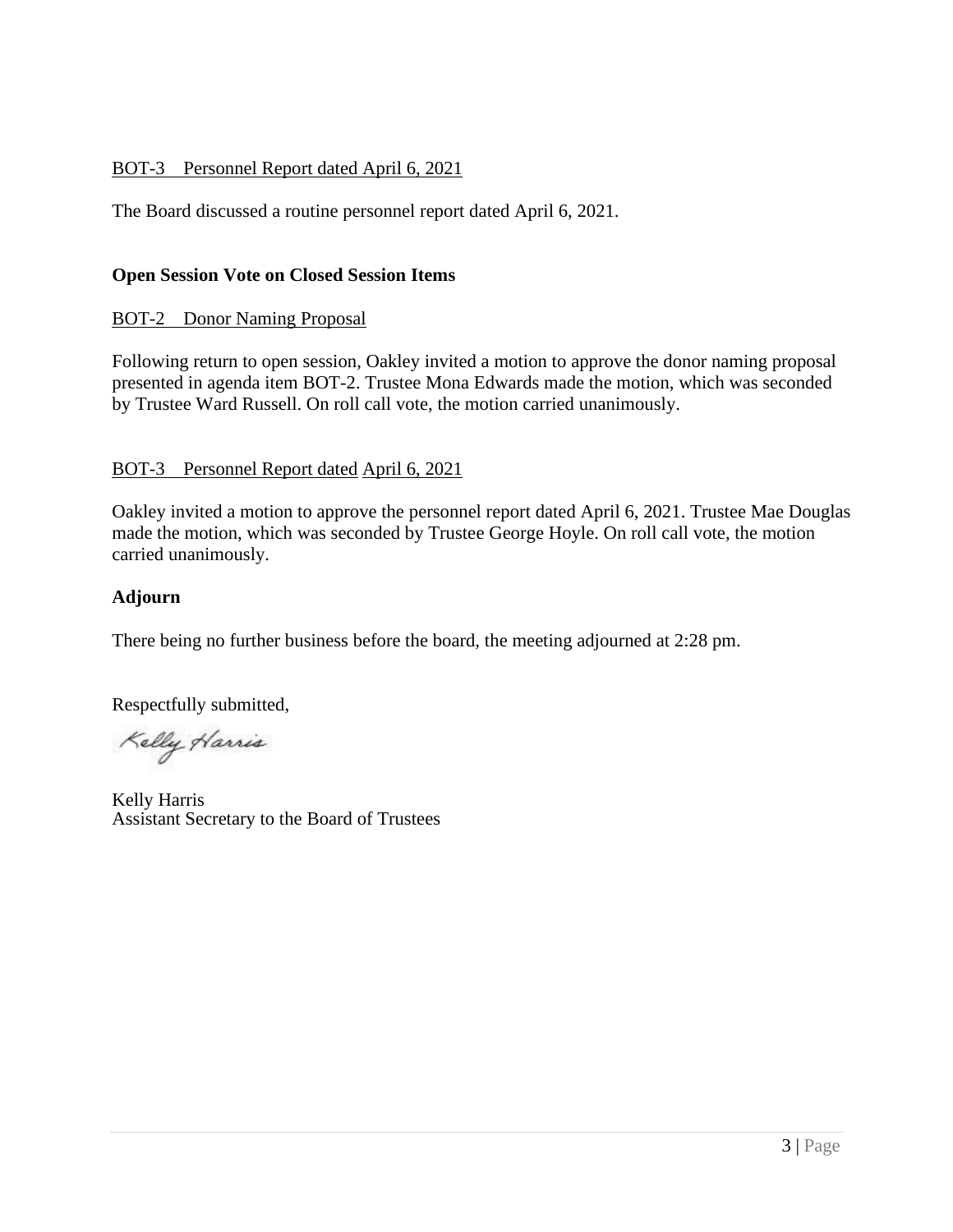BOT-3 Personnel Report dated April 6, 2021

The Board discussed a routine personnel report dated April 6, 2021.

**Open Session Vote on Closed Session Items**

BOT-2 Donor Naming Proposal

Following return to open session, Oakley invited a motion to approve the donor naming proposal presented in agenda item BOT-2. Trustee Mona Edwards made the motion, which was seconded by Trustee Ward Russell. On roll call vote, the motion carried unanimously.

BOT-3 Personnel Report dated April 6, 2021

Oakley invited a motion to approve the personnel report dated April 6, 2021. Trustee Mae Douglas made the motion, which was seconded by Trustee George Hoyle. On roll call vote, the motion carried unanimously.

**Adjourn**

There being no further business before the board, the meeting adjourned at 2:28 pm.

Respectfully submitted,

Kelly Harris

Kelly Harris
Assistant Secretary to the Board of Trustees